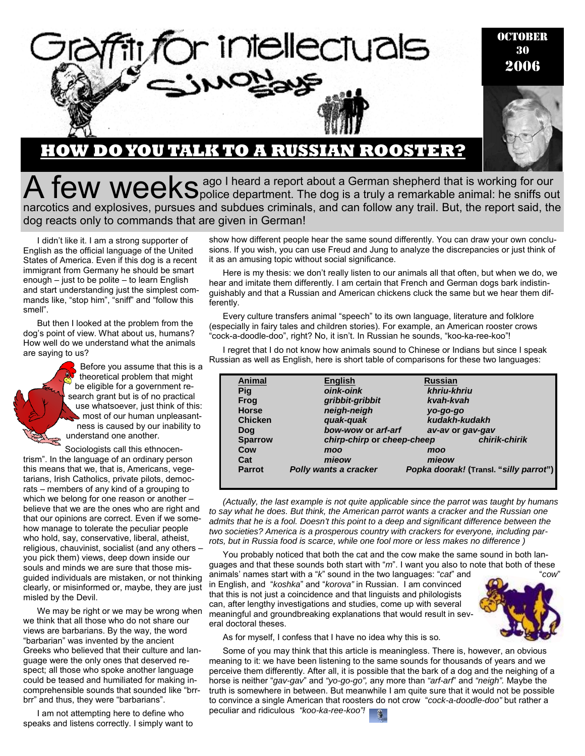# Graffiti for intellectuals

## Simon Says

OCTOBER 30 2006

## HOW DO YOU TALK TO A RUSSIAN ROOSTER?

A few weeks ago I heard a report about a German shepherd that is working for our police department. The dog is a truly a remarkable animal: he sniffs out narcotics and explosives, pursues and subdues criminals, and can follow any trail. But, the report said, the dog reacts only to commands that are given in German!

I didn't like it. I am a strong supporter of English as the official language of the United States of America. Even if this dog is a recent immigrant from Germany he should be smart enough – just to be polite – to learn English and start understanding just the simplest commands like, "stop him", "sniff" and "follow this smell".

But then I looked at the problem from the dog's point of view. What about us, humans? How well do we understand what the animals are saying to us?

Before you assume that this is a theoretical problem that might be eligible for a government research grant but is of no practical use whatsoever, just think of this: most of our human unpleasantness is caused by our inability to understand one another.

Sociologists call this ethnocentrism". In the language of an ordinary person this means that we, that is, Americans, vegetarians, Irish Catholics, private pilots, democrats – members of any kind of a grouping to which we belong for one reason or another – believe that we are the ones who are right and that our opinions are correct. Even if we somehow manage to tolerate the peculiar people who hold, say, conservative, liberal, atheist, religious, chauvinist, socialist (and any others – you pick them) views, deep down inside our souls and minds we are sure that those misguided individuals are mistaken, or not thinking clearly, or misinformed or, maybe, they are just misled by the Devil.

We may be right or we may be wrong when we think that all those who do not share our views are barbarians. By the way, the word "barbarian" was invented by the ancient Greeks who believed that their culture and language were the only ones that deserved respect; all those who spoke another language could be teased and humiliated for making incomprehensible sounds that sounded like "brr-brr" and thus, they were "barbarians".

I am not attempting here to define who speaks and listens correctly. I simply want to show how different people hear the same sound differently. You can draw your own conclusions. If you wish, you can use Freud and Jung to analyze the discrepancies or just think of it as an amusing topic without social significance.

Here is my thesis: we don't really listen to our animals all that often, but when we do, we hear and imitate them differently. I am certain that French and German dogs bark indistinguishably and that a Russian and American chickens cluck the same but we hear them differently.

Every culture transfers animal "speech" to its own language, literature and folklore (especially in fairy tales and children stories). For example, an American rooster crows "cock-a-doodle-doo", right? No, it isn't. In Russian he sounds, "koo-ka-ree-koo"!

I regret that I do not know how animals sound to Chinese or Indians but since I speak Russian as well as English, here is short table of comparisons for these two languages:

| **Animal** | **English** | **Russian** |
|---|---|---|
| **Pig** | ***oink-oink*** | ***khriu-khriu*** |
| **Frog** | ***gribbit-gribbit*** | ***kvah-kvah*** |
| **Horse** | ***neigh-neigh*** | ***yo-go-go*** |
| **Chicken** | ***quak-quak*** | ***kudakh-kudakh*** |
| **Dog** | ***bow-wow* or *arf-arf*** | ***av-av* or *gav-gav*** |
| **Sparrow** | ***chirp-chirp* or *cheep-cheep*** | ***chirik-chirik*** |
| **Cow** | ***moo*** | ***moo*** |
| **Cat** | ***mieow*** | ***mieow*** |
| **Parrot** | ***Polly wants a cracker*** | ***Popka doorak!* (Transl. "*silly parrot*")** |

*(Actually, the last example is not quite applicable since the parrot was taught by humans to say what he does. But think, the American parrot wants a cracker and the Russian one admits that he is a fool. Doesn't this point to a deep and significant difference between the two societies? America is a prosperous country with crackers for everyone, including parrots, but in Russia food is scarce, while one fool more or less makes no difference )*

You probably noticed that both the cat and the cow make the same sound in both languages and that these sounds both start with "*m*". I want you also to note that both of these animals' names start with a "*k*" sound in the two languages: "*cat*" and "*cow*" in English, and "*koshka*" and "*korova"* in Russian. I am convinced that this is not just a coincidence and that linguists and philologists can, after lengthy investigations and studies, come up with several meaningful and groundbreaking explanations that would result in several doctoral theses.

As for myself, I confess that I have no idea why this is so.

Some of you may think that this article is meaningless. There is, however, an obvious meaning to it: we have been listening to the same sounds for thousands of years and we perceive them differently. After all, it is possible that the bark of a dog and the neighing of a horse is neither "*gav-gav*" and *"yo-go-go",* any more than *"arf-arf*" and *"neigh".* Maybe the truth is somewhere in between. But meanwhile I am quite sure that it would not be possible to convince a single American that roosters do not crow *"cock-a-doodle-doo"* but rather a peculiar and ridiculous *"koo-ka-ree-koo"!*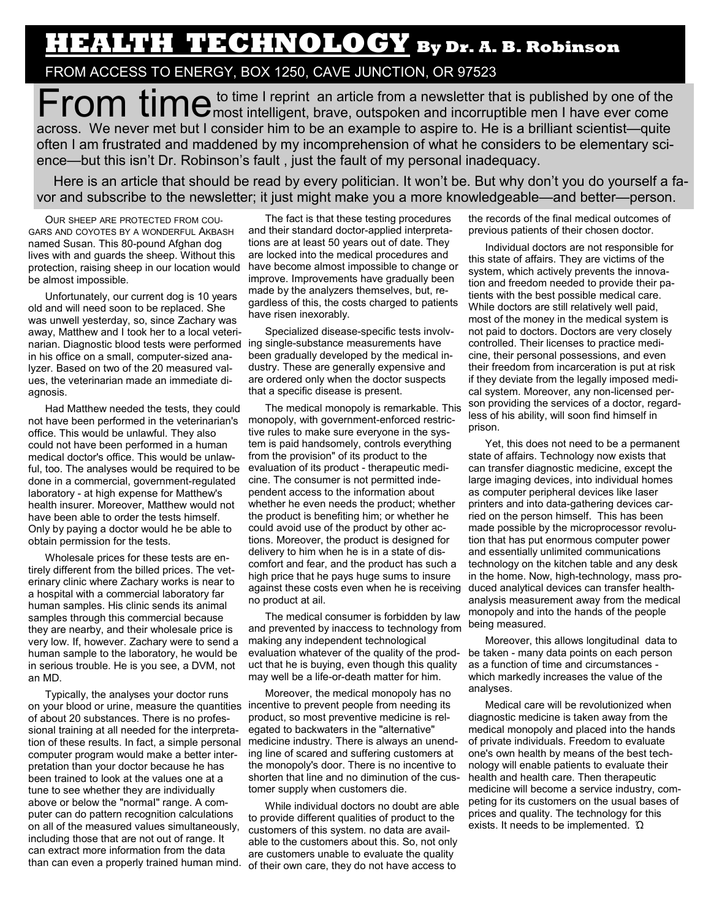# HEALTH TECHNOLOGY By Dr. A. B. Robinson

FROM ACCESS TO ENERGY, BOX 1250, CAVE JUNCTION, OR 97523

From time to time I reprint an article from a newsletter that is published by one of the most intelligent, brave, outspoken and incorruptible men I have ever come across. We never met but I consider him to be an example to aspire to. He is a brilliant scientist—quite often I am frustrated and maddened by my incomprehension of what he considers to be elementary science—but this isn't Dr. Robinson's fault , just the fault of my personal inadequacy.

Here is an article that should be read by every politician. It won't be. But why don't you do yourself a favor and subscribe to the newsletter; it just might make you a more knowledgeable—and better—person.

OUR SHEEP ARE PROTECTED FROM COUGARS AND COYOTES BY A WONDERFUL AKBASH named Susan. This 80-pound Afghan dog lives with and guards the sheep. Without this protection, raising sheep in our location would be almost impossible.

Unfortunately, our current dog is 10 years old and will need soon to be replaced. She was unwell yesterday, so, since Zachary was away, Matthew and I took her to a local veterinarian. Diagnostic blood tests were performed in his office on a small, computer-sized analyzer. Based on two of the 20 measured values, the veterinarian made an immediate diagnosis.

Had Matthew needed the tests, they could not have been performed in the veterinarian's office. This would be unlawful. They also could not have been performed in a human medical doctor's office. This would be unlawful, too. The analyses would be required to be done in a commercial, government-regulated laboratory - at high expense for Matthew's health insurer. Moreover, Matthew would not have been able to order the tests himself. Only by paying a doctor would he be able to obtain permission for the tests.

Wholesale prices for these tests are entirely different from the billed prices. The veterinary clinic where Zachary works is near to a hospital with a commercial laboratory far human samples. His clinic sends its animal samples through this commercial because they are nearby, and their wholesale price is very low. If, however. Zachary were to send a human sample to the laboratory, he would be in serious trouble. He is you see, a DVM, not an MD.

Typically, the analyses your doctor runs on your blood or urine, measure the quantities of about 20 substances. There is no professional training at all needed for the interpretation of these results. In fact, a simple personal computer program would make a better interpretation than your doctor because he has been trained to look at the values one at a tune to see whether they are individually above or below the "normal" range. A computer can do pattern recognition calculations on all of the measured values simultaneously, including those that are not out of range. It can extract more information from the data than can even a properly trained human mind.

The fact is that these testing procedures and their standard doctor-applied interpretations are at least 50 years out of date. They are locked into the medical procedures and have become almost impossible to change or improve. Improvements have gradually been made by the analyzers themselves, but, regardless of this, the costs charged to patients have risen inexorably.

Specialized disease-specific tests involving single-substance measurements have been gradually developed by the medical industry. These are generally expensive and are ordered only when the doctor suspects that a specific disease is present.

The medical monopoly is remarkable. This monopoly, with government-enforced restrictive rules to make sure everyone in the system is paid handsomely, controls everything from the provision" of its product to the evaluation of its product - therapeutic medicine. The consumer is not permitted independent access to the information about whether he even needs the product; whether the product is benefiting him; or whether he could avoid use of the product by other actions. Moreover, the product is designed for delivery to him when he is in a state of discomfort and fear, and the product has such a high price that he pays huge sums to insure against these costs even when he is receiving no product at ail.

The medical consumer is forbidden by law and prevented by inaccess to technology from making any independent technological evaluation whatever of the quality of the product that he is buying, even though this quality may well be a life-or-death matter for him.

Moreover, the medical monopoly has no incentive to prevent people from needing its product, so most preventive medicine is relegated to backwaters in the "alternative" medicine industry. There is always an unending line of scared and suffering customers at the monopoly's door. There is no incentive to shorten that line and no diminution of the customer supply when customers die.

While individual doctors no doubt are able to provide different qualities of product to the customers of this system. no data are available to the customers about this. So, not only are customers unable to evaluate the quality of their own care, they do not have access to the records of the final medical outcomes of previous patients of their chosen doctor.

Individual doctors are not responsible for this state of affairs. They are victims of the system, which actively prevents the innovation and freedom needed to provide their patients with the best possible medical care. While doctors are still relatively well paid, most of the money in the medical system is not paid to doctors. Doctors are very closely controlled. Their licenses to practice medicine, their personal possessions, and even their freedom from incarceration is put at risk if they deviate from the legally imposed medical system. Moreover, any non-licensed person providing the services of a doctor, regardless of his ability, will soon find himself in prison.

Yet, this does not need to be a permanent state of affairs. Technology now exists that can transfer diagnostic medicine, except the large imaging devices, into individual homes as computer peripheral devices like laser printers and into data-gathering devices carried on the person himself. This has been made possible by the microprocessor revolution that has put enormous computer power and essentially unlimited communications technology on the kitchen table and any desk in the home. Now, high-technology, mass produced analytical devices can transfer health-analysis measurement away from the medical monopoly and into the hands of the people being measured.

Moreover, this allows longitudinal data to be taken - many data points on each person as a function of time and circumstances - which markedly increases the value of the analyses.

Medical care will be revolutionized when diagnostic medicine is taken away from the medical monopoly and placed into the hands of private individuals. Freedom to evaluate one's own health by means of the best technology will enable patients to evaluate their health and health care. Then therapeutic medicine will become a service industry, competing for its customers on the usual bases of prices and quality. The technology for this exists. It needs to be implemented. Ω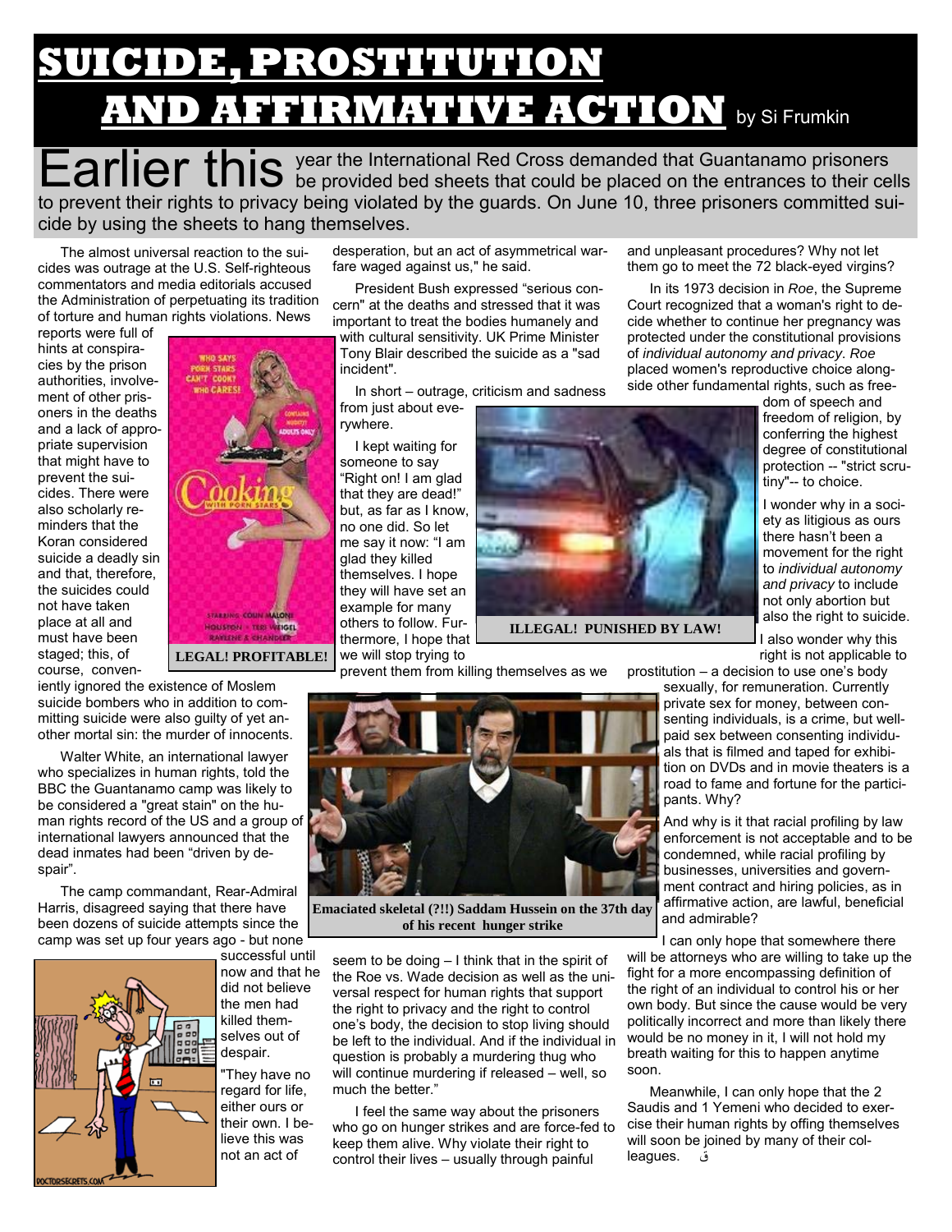# SUICIDE, PROSTITUTION AND AFFIRMATIVE ACTION

by Si Frumkin

Earlier this year the International Red Cross demanded that Guantanamo prisoners be provided bed sheets that could be placed on the entrances to their cells to prevent their rights to privacy being violated by the guards. On June 10, three prisoners committed suicide by using the sheets to hang themselves.

The almost universal reaction to the suicides was outrage at the U.S. Self-righteous commentators and media editorials accused the Administration of perpetuating its tradition of torture and human rights violations. News reports were full of hints at conspiracies by the prison authorities, involvement of other prisoners in the deaths and a lack of appropriate supervision that might have to prevent the suicides. There were also scholarly reminders that the Koran considered suicide a deadly sin and that, therefore, the suicides could not have taken place at all and must have been staged; this, of course, conveniently ignored the existence of Moslem suicide bombers who in addition to committing suicide were also guilty of yet another mortal sin: the murder of innocents.

LEGAL! PROFITABLE!

Walter White, an international lawyer who specializes in human rights, told the BBC the Guantanamo camp was likely to be considered a "great stain" on the human rights record of the US and a group of international lawyers announced that the dead inmates had been "driven by despair".

The camp commandant, Rear-Admiral Harris, disagreed saying that there have been dozens of suicide attempts since the camp was set up four years ago - but none successful until now and that he did not believe the men had killed themselves out of despair.

"They have no regard for life, either ours or their own. I believe this was not an act of desperation, but an act of asymmetrical warfare waged against us," he said.

President Bush expressed "serious concern" at the deaths and stressed that it was important to treat the bodies humanely and with cultural sensitivity. UK Prime Minister Tony Blair described the suicide as a "sad incident".

In short – outrage, criticism and sadness from just about everywhere.

I kept waiting for someone to say "Right on! I am glad that they are dead!" but, as far as I know, no one did. So let me say it now: "I am glad they killed themselves. I hope they will have set an example for many others to follow. Furthermore, I hope that we will stop trying to prevent them from killing themselves as we seem to be doing – I think that in the spirit of the Roe vs. Wade decision as well as the universal respect for human rights that support the right to privacy and the right to control one's body, the decision to stop living should be left to the individual. And if the individual in question is probably a murdering thug who will continue murdering if released – well, so much the better."

ILLEGAL! PUNISHED BY LAW!

Emaciated skeletal (?!!) Saddam Hussein on the 37th day of his recent hunger strike

I feel the same way about the prisoners who go on hunger strikes and are force-fed to keep them alive. Why violate their right to control their lives – usually through painful and unpleasant procedures? Why not let them go to meet the 72 black-eyed virgins?

In its 1973 decision in *Roe*, the Supreme Court recognized that a woman's right to decide whether to continue her pregnancy was protected under the constitutional provisions of *individual autonomy and privacy*. *Roe* placed women's reproductive choice alongside other fundamental rights, such as freedom of speech and freedom of religion, by conferring the highest degree of constitutional protection -- "strict scrutiny"-- to choice.

I wonder why in a society as litigious as ours there hasn't been a movement for the right to *individual autonomy and privacy* to include not only abortion but also the right to suicide.

I also wonder why this right is not applicable to prostitution – a decision to use one's body sexually, for remuneration. Currently private sex for money, between consenting individuals, is a crime, but well-paid sex between consenting individuals that is filmed and taped for exhibition on DVDs and in movie theaters is a road to fame and fortune for the participants. Why?

And why is it that racial profiling by law enforcement is not acceptable and to be condemned, while racial profiling by businesses, universities and government contract and hiring policies, as in affirmative action, are lawful, beneficial and admirable?

I can only hope that somewhere there will be attorneys who are willing to take up the fight for a more encompassing definition of the right of an individual to control his or her own body. But since the cause would be very politically incorrect and more than likely there would be no money in it, I will not hold my breath waiting for this to happen anytime soon.

Meanwhile, I can only hope that the 2 Saudis and 1 Yemeni who decided to exercise their human rights by offing themselves will soon be joined by many of their colleagues. ق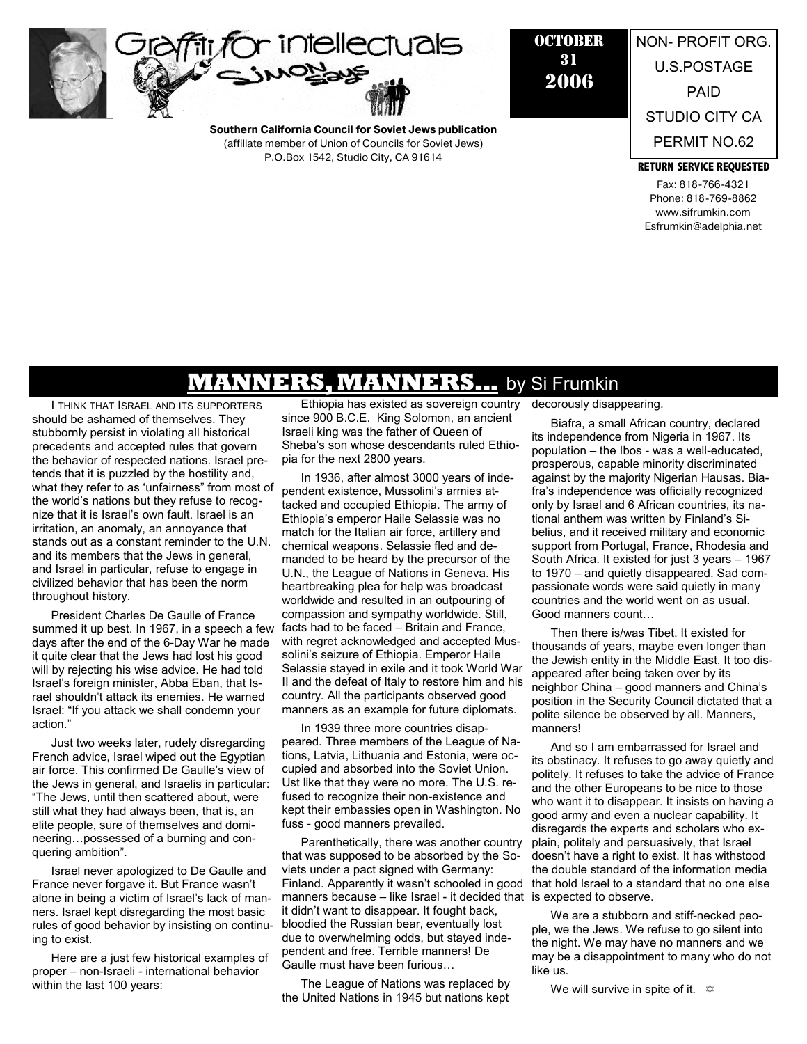Graffiti for intellectuals

Simon Says

**Southern California Council for Soviet Jews publication**
(affiliate member of Union of Councils for Soviet Jews)
P.O.Box 1542, Studio City, CA 91614

**OCTOBER 31 2006**

NON- PROFIT ORG.
U.S.POSTAGE
PAID
STUDIO CITY CA
PERMIT NO.62

**RETURN SERVICE REQUESTED**

Fax: 818-766-4321
Phone: 818-769-8862
www.sifrumkin.com
Esfrumkin@adelphia.net

# MANNERS, MANNERS... by Si Frumkin

I think that Israel and its supporters should be ashamed of themselves. They stubbornly persist in violating all historical precedents and accepted rules that govern the behavior of respected nations. Israel pretends that it is puzzled by the hostility and, what they refer to as 'unfairness" from most of the world's nations but they refuse to recognize that it is Israel's own fault. Israel is an irritation, an anomaly, an annoyance that stands out as a constant reminder to the U.N. and its members that the Jews in general, and Israel in particular, refuse to engage in civilized behavior that has been the norm throughout history.

President Charles De Gaulle of France summed it up best. In 1967, in a speech a few days after the end of the 6-Day War he made it quite clear that the Jews had lost his good will by rejecting his wise advice. He had told Israel's foreign minister, Abba Eban, that Israel shouldn't attack its enemies. He warned Israel: "If you attack we shall condemn your action."

Just two weeks later, rudely disregarding French advice, Israel wiped out the Egyptian air force. This confirmed De Gaulle's view of the Jews in general, and Israelis in particular: "The Jews, until then scattered about, were still what they had always been, that is, an elite people, sure of themselves and domineering…possessed of a burning and conquering ambition".

Israel never apologized to De Gaulle and France never forgave it. But France wasn't alone in being a victim of Israel's lack of manners. Israel kept disregarding the most basic rules of good behavior by insisting on continuing to exist.

Here are a just few historical examples of proper – non-Israeli - international behavior within the last 100 years:

Ethiopia has existed as sovereign country since 900 B.C.E. King Solomon, an ancient Israeli king was the father of Queen of Sheba's son whose descendants ruled Ethiopia for the next 2800 years.

In 1936, after almost 3000 years of independent existence, Mussolini's armies attacked and occupied Ethiopia. The army of Ethiopia's emperor Haile Selassie was no match for the Italian air force, artillery and chemical weapons. Selassie fled and demanded to be heard by the precursor of the U.N., the League of Nations in Geneva. His heartbreaking plea for help was broadcast worldwide and resulted in an outpouring of compassion and sympathy worldwide. Still, facts had to be faced – Britain and France, with regret acknowledged and accepted Mussolini's seizure of Ethiopia. Emperor Haile Selassie stayed in exile and it took World War II and the defeat of Italy to restore him and his country. All the participants observed good manners as an example for future diplomats.

In 1939 three more countries disappeared. Three members of the League of Nations, Latvia, Lithuania and Estonia, were occupied and absorbed into the Soviet Union. Ust like that they were no more. The U.S. refused to recognize their non-existence and kept their embassies open in Washington. No fuss - good manners prevailed.

Parenthetically, there was another country that was supposed to be absorbed by the Soviets under a pact signed with Germany: Finland. Apparently it wasn't schooled in good manners because – like Israel - it decided that it didn't want to disappear. It fought back, bloodied the Russian bear, eventually lost due to overwhelming odds, but stayed independent and free. Terrible manners! De Gaulle must have been furious…

The League of Nations was replaced by the United Nations in 1945 but nations kept decorously disappearing.

Biafra, a small African country, declared its independence from Nigeria in 1967. Its population – the Ibos - was a well-educated, prosperous, capable minority discriminated against by the majority Nigerian Hausas. Biafra's independence was officially recognized only by Israel and 6 African countries, its national anthem was written by Finland's Sibelius, and it received military and economic support from Portugal, France, Rhodesia and South Africa. It existed for just 3 years – 1967 to 1970 – and quietly disappeared. Sad compassionate words were said quietly in many countries and the world went on as usual. Good manners count…

Then there is/was Tibet. It existed for thousands of years, maybe even longer than the Jewish entity in the Middle East. It too disappeared after being taken over by its neighbor China – good manners and China's position in the Security Council dictated that a polite silence be observed by all. Manners, manners!

And so I am embarrassed for Israel and its obstinacy. It refuses to go away quietly and politely. It refuses to take the advice of France and the other Europeans to be nice to those who want it to disappear. It insists on having a good army and even a nuclear capability. It disregards the experts and scholars who explain, politely and persuasively, that Israel doesn't have a right to exist. It has withstood the double standard of the information media that hold Israel to a standard that no one else is expected to observe.

We are a stubborn and stiff-necked people, we the Jews. We refuse to go silent into the night. We may have no manners and we may be a disappointment to many who do not like us.

We will survive in spite of it. ✡